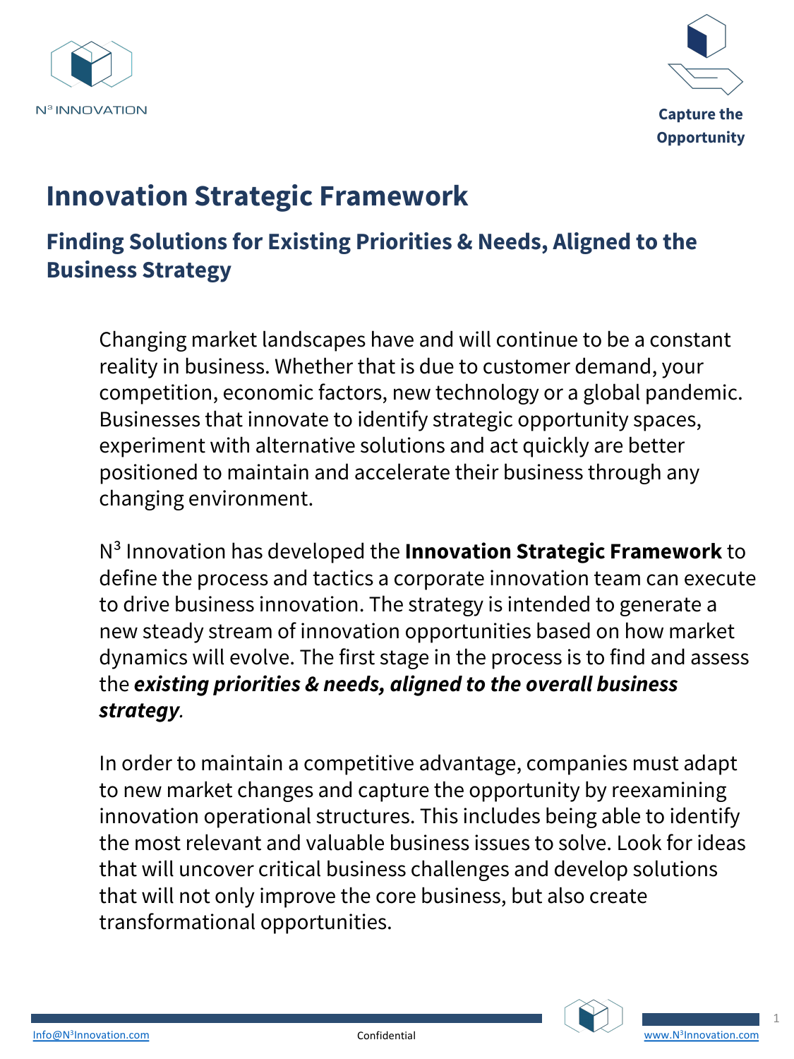Capture the Opportunity

# Innovation Strategic Framework

## Finding Solutions for Existing Priorities & Needs, Aligned to the Business Strategy

Changing market landscapes have and will continue to be a constant reality in business. Whether that is due to customer demand, your competition, economic factors, new technology or a global pandemic. Businesses that innovate to identify strategic opportunity spaces, experiment with alternative solutions and act quickly are better positioned to maintain and accelerate their business through any changing environment.

N³ Innovation has developed the **Innovation Strategic Framework** to define the process and tactics a corporate innovation team can execute to drive business innovation. The strategy is intended to generate a new steady stream of innovation opportunities based on how market dynamics will evolve. The first stage in the process is to find and assess the ***existing priorities & needs, aligned to the overall business strategy***.

In order to maintain a competitive advantage, companies must adapt to new market changes and capture the opportunity by reexamining innovation operational structures. This includes being able to identify the most relevant and valuable business issues to solve. Look for ideas that will uncover critical business challenges and develop solutions that will not only improve the core business, but also create transformational opportunities.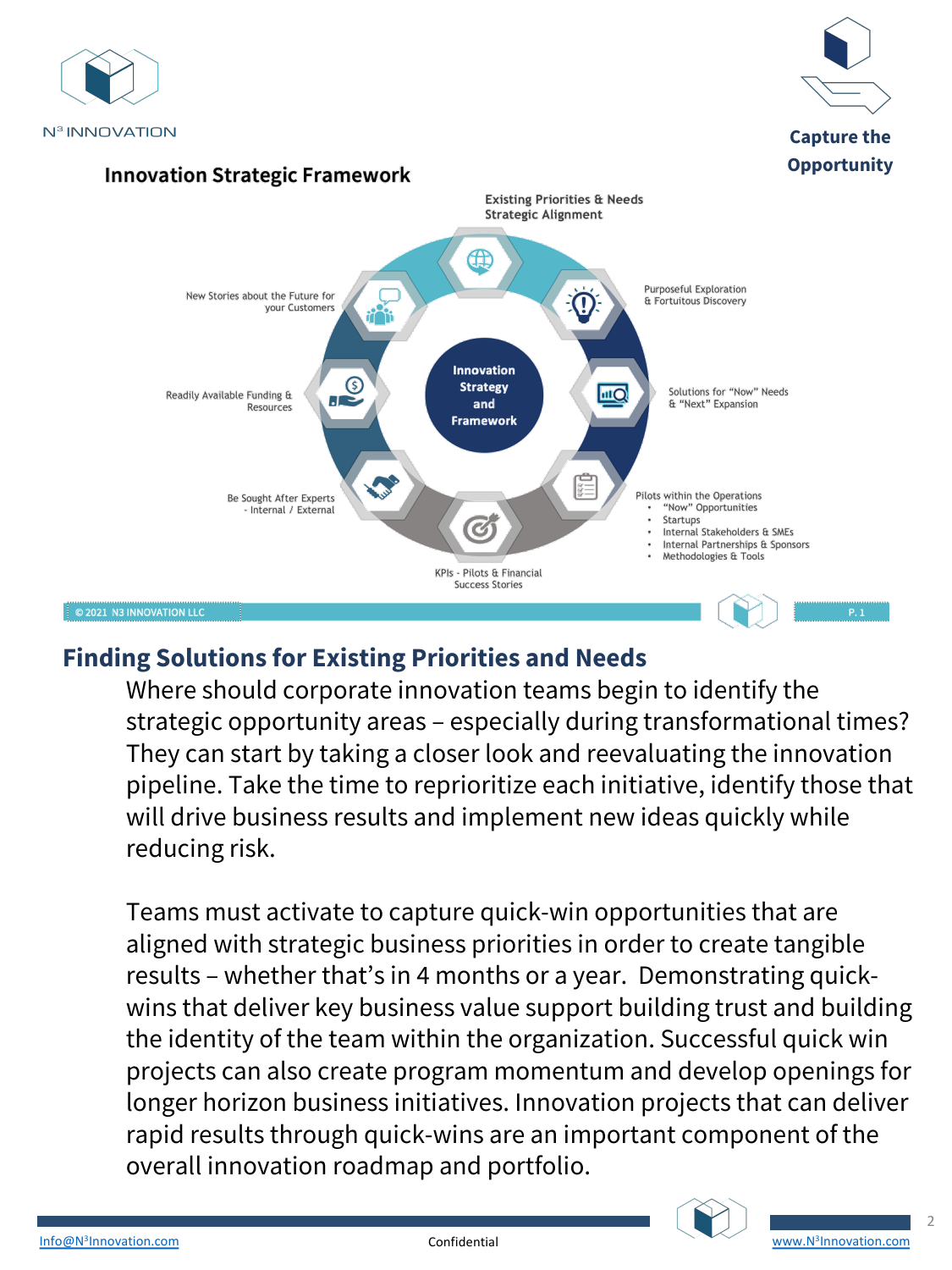N³ INNOVATION

**Capture the Opportunity**

### Innovation Strategic Framework

**Innovation Strategy and Framework**

- Existing Priorities & Needs Strategic Alignment
- Purposeful Exploration & Fortuitous Discovery
- Solutions for "Now" Needs & "Next" Expansion
- Pilots within the Operations
  - "Now" Opportunities
  - Startups
  - Internal Stakeholders & SMEs
  - Internal Partnerships & Sponsors
  - Methodologies & Tools
- KPIs - Pilots & Financial Success Stories
- Be Sought After Experts - Internal / External
- Readily Available Funding & Resources
- New Stories about the Future for your Customers

© 2021 N3 INNOVATION LLC

## Finding Solutions for Existing Priorities and Needs

Where should corporate innovation teams begin to identify the strategic opportunity areas – especially during transformational times? They can start by taking a closer look and reevaluating the innovation pipeline. Take the time to reprioritize each initiative, identify those that will drive business results and implement new ideas quickly while reducing risk.

Teams must activate to capture quick-win opportunities that are aligned with strategic business priorities in order to create tangible results – whether that's in 4 months or a year. Demonstrating quick-wins that deliver key business value support building trust and building the identity of the team within the organization. Successful quick win projects can also create program momentum and develop openings for longer horizon business initiatives. Innovation projects that can deliver rapid results through quick-wins are an important component of the overall innovation roadmap and portfolio.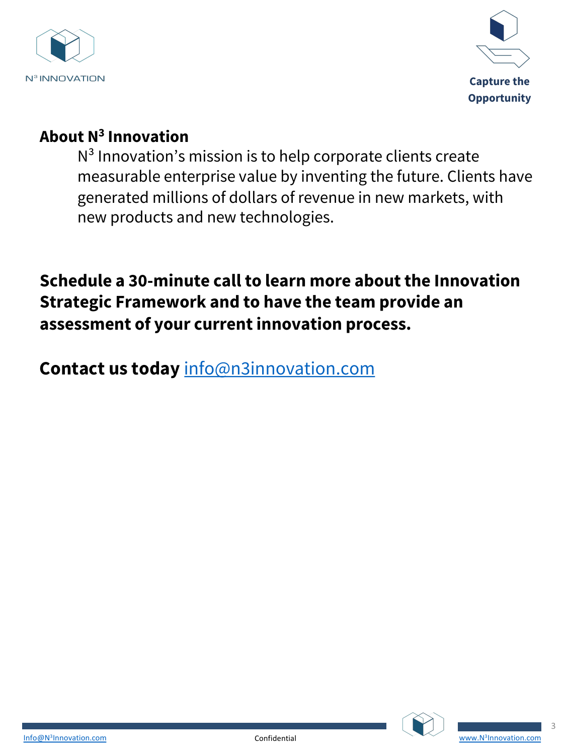Capture the Opportunity

## About N³ Innovation

N³ Innovation's mission is to help corporate clients create measurable enterprise value by inventing the future. Clients have generated millions of dollars of revenue in new markets, with new products and new technologies.

**Schedule a 30-minute call to learn more about the Innovation Strategic Framework and to have the team provide an assessment of your current innovation process.**

**Contact us today** info@n3innovation.com